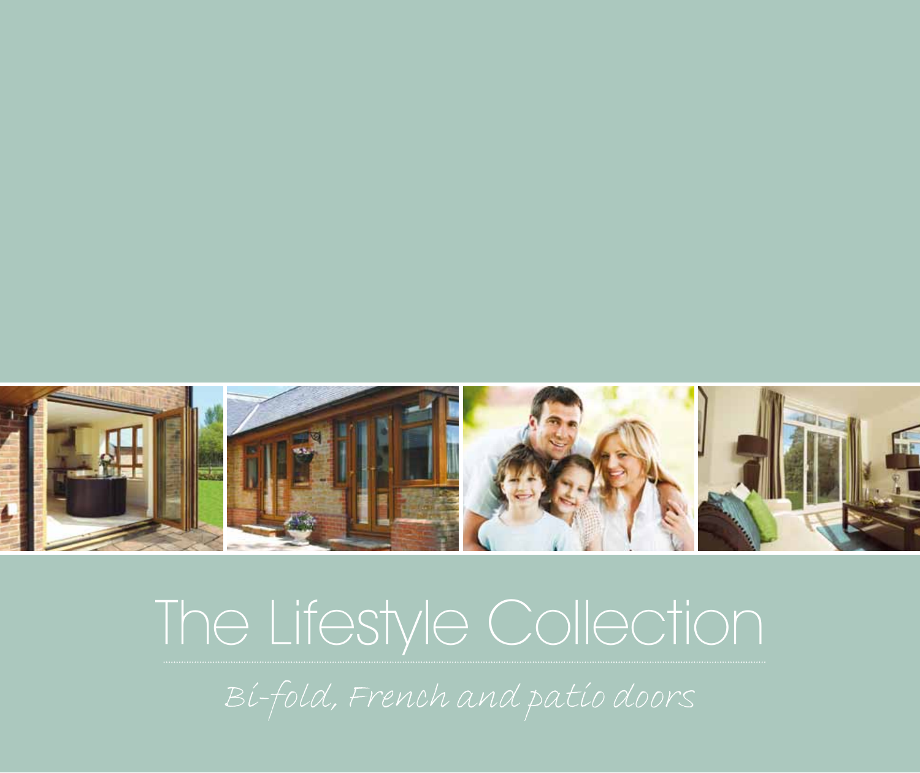# The Lifestyle Collection

*Bi-fold, French and patio doors*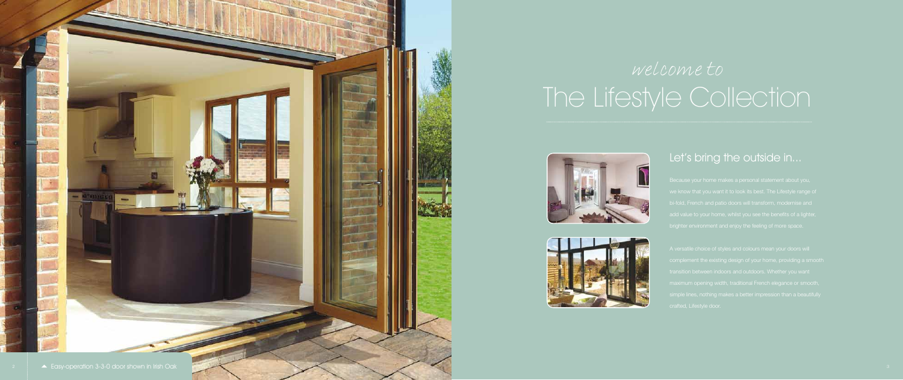*welcome to*

# The Lifestyle Collection

## Let's bring the outside in...

Because your home makes a personal statement about you, we know that you want it to look its best. The Lifestyle range of bi-fold, French and patio doors will transform, modernise and add value to your home, whilst you see the benefits of a lighter, brighter environment and enjoy the feeling of more space.

A versatile choice of styles and colours mean your doors will complement the existing design of your home, providing a smooth transition between indoors and outdoors. Whether you want maximum opening width, traditional French elegance or smooth, simple lines, nothing makes a better impression than a beautifully crafted, Lifestyle door.

▲ Easy-operation 3-3-0 door shown in Irish Oak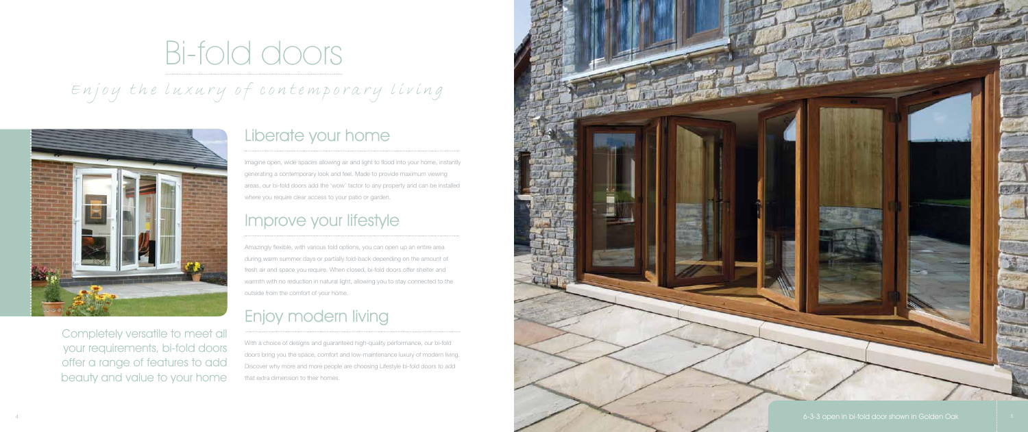# Bi-fold doors

*Enjoy the luxury of contemporary living*

## Liberate your home

Imagine open, wide spaces allowing air and light to flood into your home, instantly generating a contemporary look and feel. Made to provide maximum viewing areas, our bi-fold doors add the 'wow' factor to any property and can be installed where you require clear access to your patio or garden.

## Improve your lifestyle

Amazingly flexible, with various fold options, you can open up an entire area during warm summer days or partially fold-back depending on the amount of fresh air and space you require. When closed, bi-fold doors offer shelter and warmth with no reduction in natural light, allowing you to stay connected to the outside from the comfort of your home.

## Enjoy modern living

With a choice of designs and guaranteed high-quality performance, our bi-fold doors bring you the space, comfort and low-maintenance luxury of modern living. Discover why more and more people are choosing Lifestyle bi-fold doors to add that extra dimension to their homes.

Completely versatile to meet all your requirements, bi-fold doors offer a range of features to add beauty and value to your home

6-3-3 open in bi-fold door shown in Golden Oak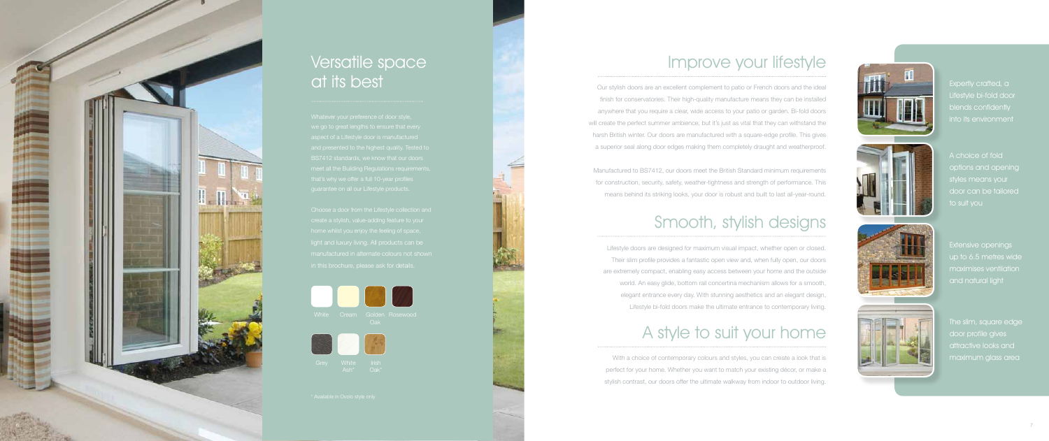## Versatile space at its best

Whatever your preference of door style, we go to great lengths to ensure that every aspect of a Lifestyle door is manufactured and presented to the highest quality. Tested to BS7412 standards, we know that our doors meet all the Building Regulations requirements, that's why we offer a full 10-year profiles guarantee on all our Lifestyle products.

Choose a door from the Lifestyle collection and create a stylish, value-adding feature to your home whilst you enjoy the feeling of space, light and luxury living. All products can be manufactured in alternate colours not shown in this brochure, please ask for details.

White · Cream · Golden Oak · Rosewood

Grey · White Ash* · Irish Oak*

\* Available in Ovolo style only

## Improve your lifestyle

Our stylish doors are an excellent complement to patio or French doors and the ideal finish for conservatories. Their high-quality manufacture means they can be installed anywhere that you require a clear, wide access to your patio or garden. Bi-fold doors will create the perfect summer ambience, but it's just as vital that they can withstand the harsh British winter. Our doors are manufactured with a square-edge profile. This gives a superior seal along door edges making them completely draught and weatherproof.

Manufactured to BS7412, our doors meet the British Standard minimum requirements for construction, security, safety, weather-tightness and strength of performance. This means behind its striking looks, your door is robust and built to last all-year-round.

## Smooth, stylish designs

Lifestyle doors are designed for maximum visual impact, whether open or closed. Their slim profile provides a fantastic open view and, when fully open, our doors are extremely compact, enabling easy access between your home and the outside world. An easy glide, bottom rail concertina mechanism allows for a smooth, elegant entrance every day. With stunning aesthetics and an elegant design, Lifestyle bi-fold doors make the ultimate entrance to contemporary living.

## A style to suit your home

With a choice of contemporary colours and styles, you can create a look that is perfect for your home. Whether you want to match your existing décor, or make a stylish contrast, our doors offer the ultimate walkway from indoor to outdoor living.

Expertly crafted, a Lifestyle bi-fold door blends confidently into its environment

A choice of fold options and opening styles means your door can be tailored to suit you

Extensive openings up to 6.5 metres wide maximises ventilation and natural light

The slim, square edge door profile gives attractive looks and maximum glass area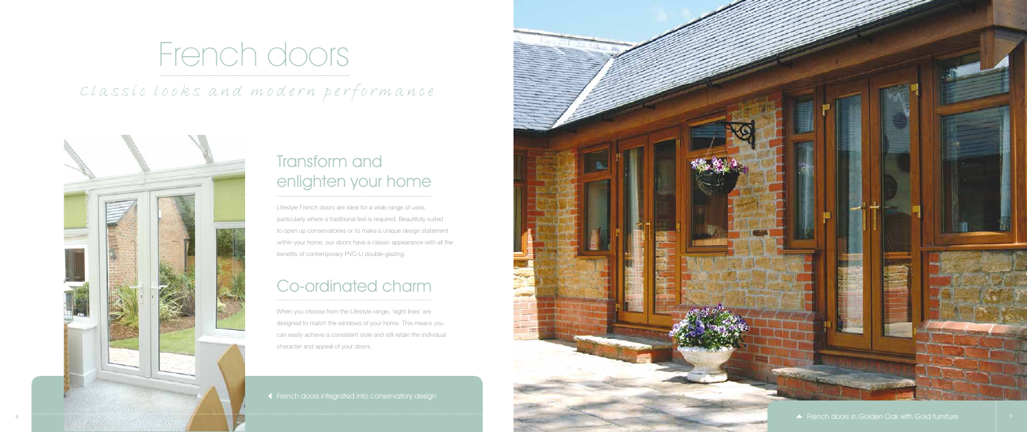# French doors

*Classic looks and modern performance*

## Transform and enlighten your home

Lifestyle French doors are ideal for a wide range of uses, particularly where a traditional feel is required. Beautifully suited to open up conservatories or to make a unique design statement within your home, our doors have a classic appearance with all the benefits of contemporary PVC-U double-glazing.

## Co-ordinated charm

When you choose from the Lifestyle range, 'sight lines' are designed to match the windows of your home. This means you can easily achieve a consistent style and still retain the individual character and appeal of your doors.

◄ French doors integrated into conservatory design

▲ French doors in Golden Oak with Gold furniture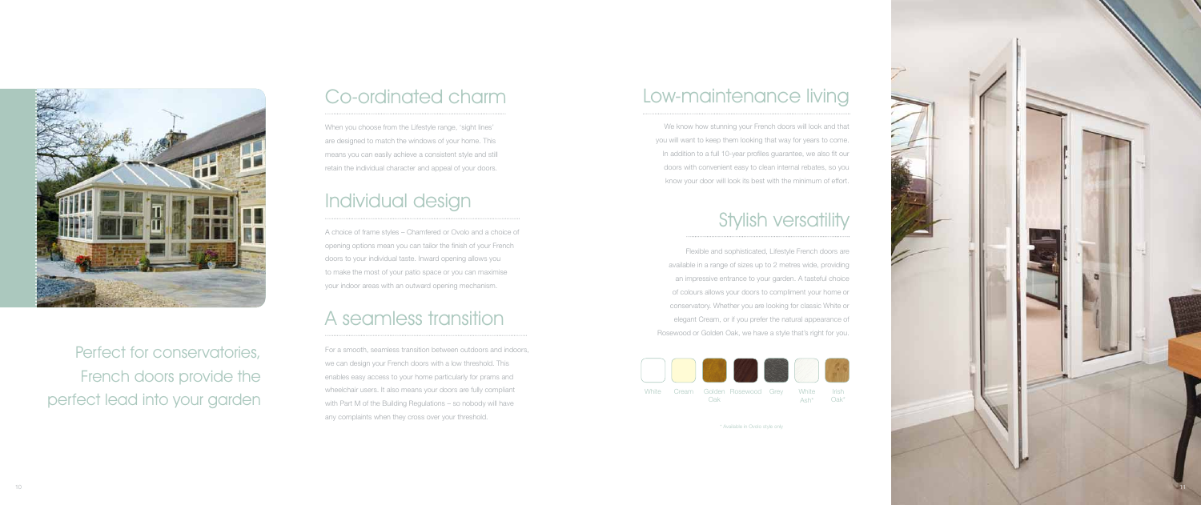Perfect for conservatories, French doors provide the perfect lead into your garden

## Co-ordinated charm

When you choose from the Lifestyle range, 'sight lines' are designed to match the windows of your home. This means you can easily achieve a consistent style and still retain the individual character and appeal of your doors.

## Individual design

A choice of frame styles – Chamfered or Ovolo and a choice of opening options mean you can tailor the finish of your French doors to your individual taste. Inward opening allows you to make the most of your patio space or you can maximise your indoor areas with an outward opening mechanism.

## A seamless transition

For a smooth, seamless transition between outdoors and indoors, we can design your French doors with a low threshold. This enables easy access to your home particularly for prams and wheelchair users. It also means your doors are fully compliant with Part M of the Building Regulations – so nobody will have any complaints when they cross over your threshold.

## Low-maintenance living

We know how stunning your French doors will look and that you will want to keep them looking that way for years to come. In addition to a full 10-year profiles guarantee, we also fit our doors with convenient easy to clean internal rebates, so you know your door will look its best with the minimum of effort.

## Stylish versatility

Flexible and sophisticated, Lifestyle French doors are available in a range of sizes up to 2 metres wide, providing an impressive entrance to your garden. A tasteful choice of colours allows your doors to compliment your home or conservatory. Whether you are looking for classic White or elegant Cream, or if you prefer the natural appearance of Rosewood or Golden Oak, we have a style that's right for you.

White | Cream | Golden Oak | Rosewood | Grey | White Ash* | Irish Oak*

* Available in Ovolo style only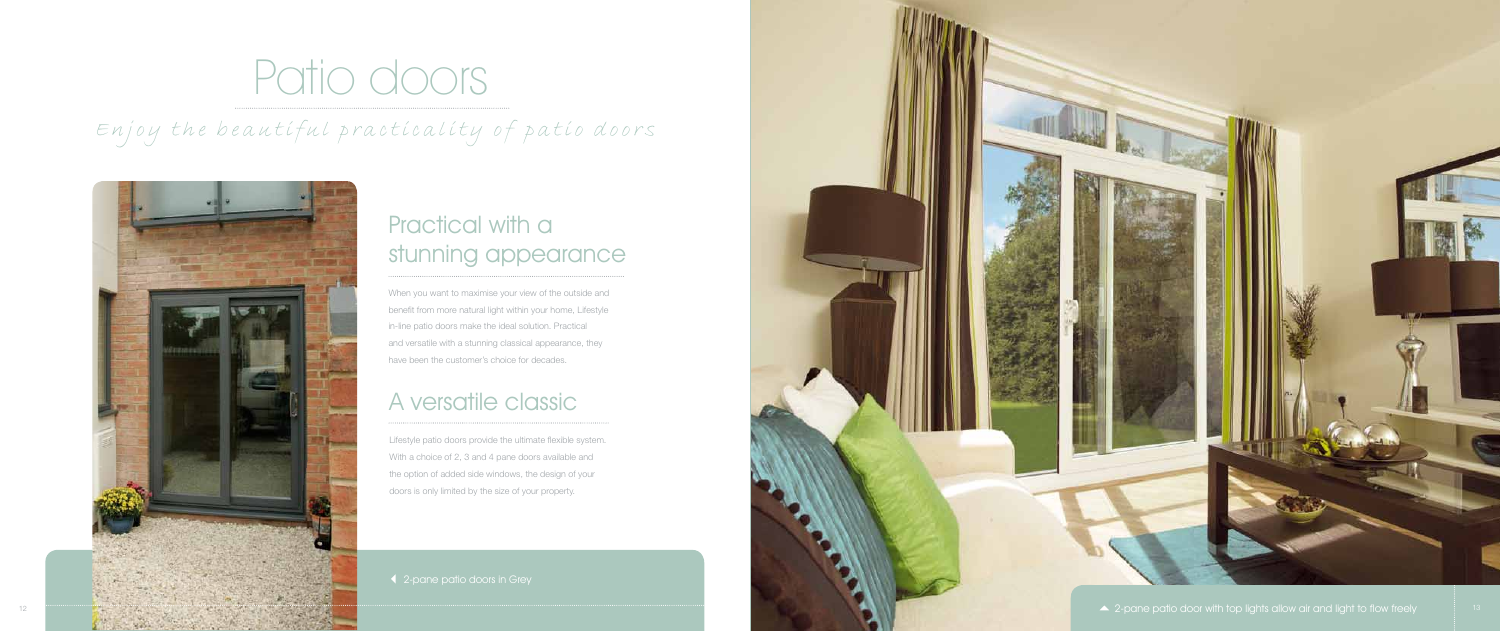# Patio doors

*Enjoy the beautiful practicality of patio doors*

## Practical with a stunning appearance

When you want to maximise your view of the outside and benefit from more natural light within your home, Lifestyle in-line patio doors make the ideal solution. Practical and versatile with a stunning classical appearance, they have been the customer's choice for decades.

## A versatile classic

Lifestyle patio doors provide the ultimate flexible system. With a choice of 2, 3 and 4 pane doors available and the option of added side windows, the design of your doors is only limited by the size of your property.

◀ 2-pane patio doors in Grey

▲ 2-pane patio door with top lights allow air and light to flow freely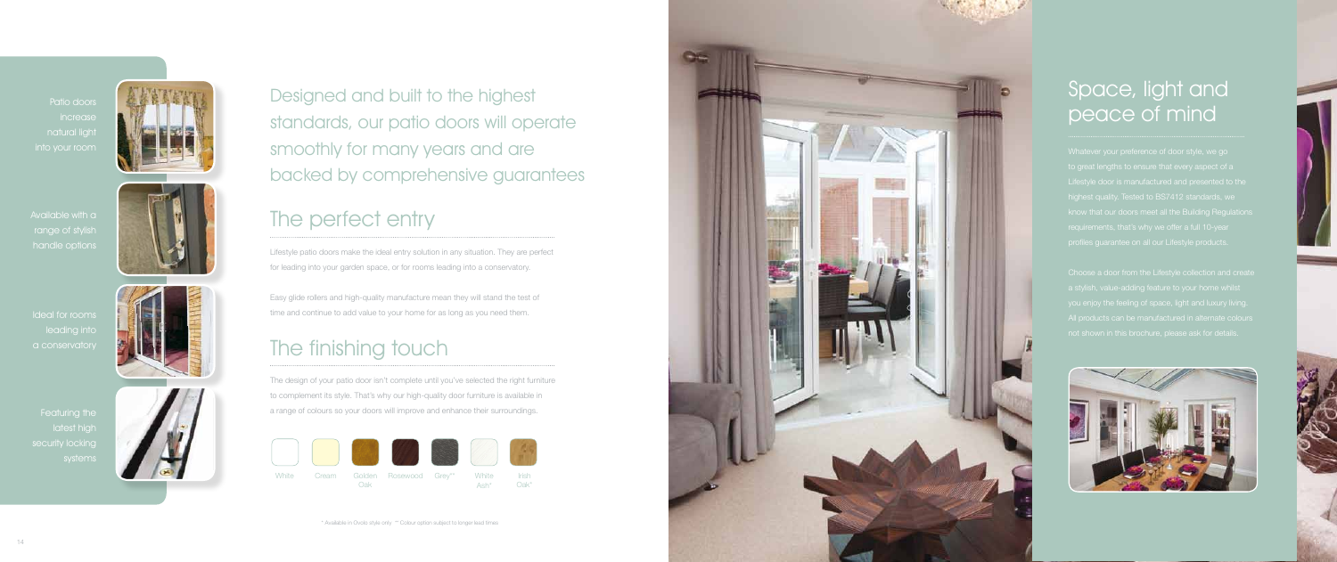Patio doors increase natural light into your room

Available with a range of stylish handle options

Ideal for rooms leading into a conservatory

Featuring the latest high security locking systems

Designed and built to the highest standards, our patio doors will operate smoothly for many years and are backed by comprehensive guarantees

## The perfect entry

Lifestyle patio doors make the ideal entry solution in any situation. They are perfect for leading into your garden space, or for rooms leading into a conservatory.

Easy glide rollers and high-quality manufacture mean they will stand the test of time and continue to add value to your home for as long as you need them.

## The finishing touch

The design of your patio door isn't complete until you've selected the right furniture to complement its style. That's why our high-quality door furniture is available in a range of colours so your doors will improve and enhance their surroundings.

White Cream Golden Oak Rosewood Grey** White Ash* Irish Oak*

\* Available in Ovolo style only ** Colour option subject to longer lead times

## Space, light and peace of mind

Whatever your preference of door style, we go to great lengths to ensure that every aspect of a Lifestyle door is manufactured and presented to the highest quality. Tested to BS7412 standards, we know that our doors meet all the Building Regulations requirements, that's why we offer a full 10-year profiles guarantee on all our Lifestyle products.

Choose a door from the Lifestyle collection and create a stylish, value-adding feature to your home whilst you enjoy the feeling of space, light and luxury living. All products can be manufactured in alternate colours not shown in this brochure, please ask for details.